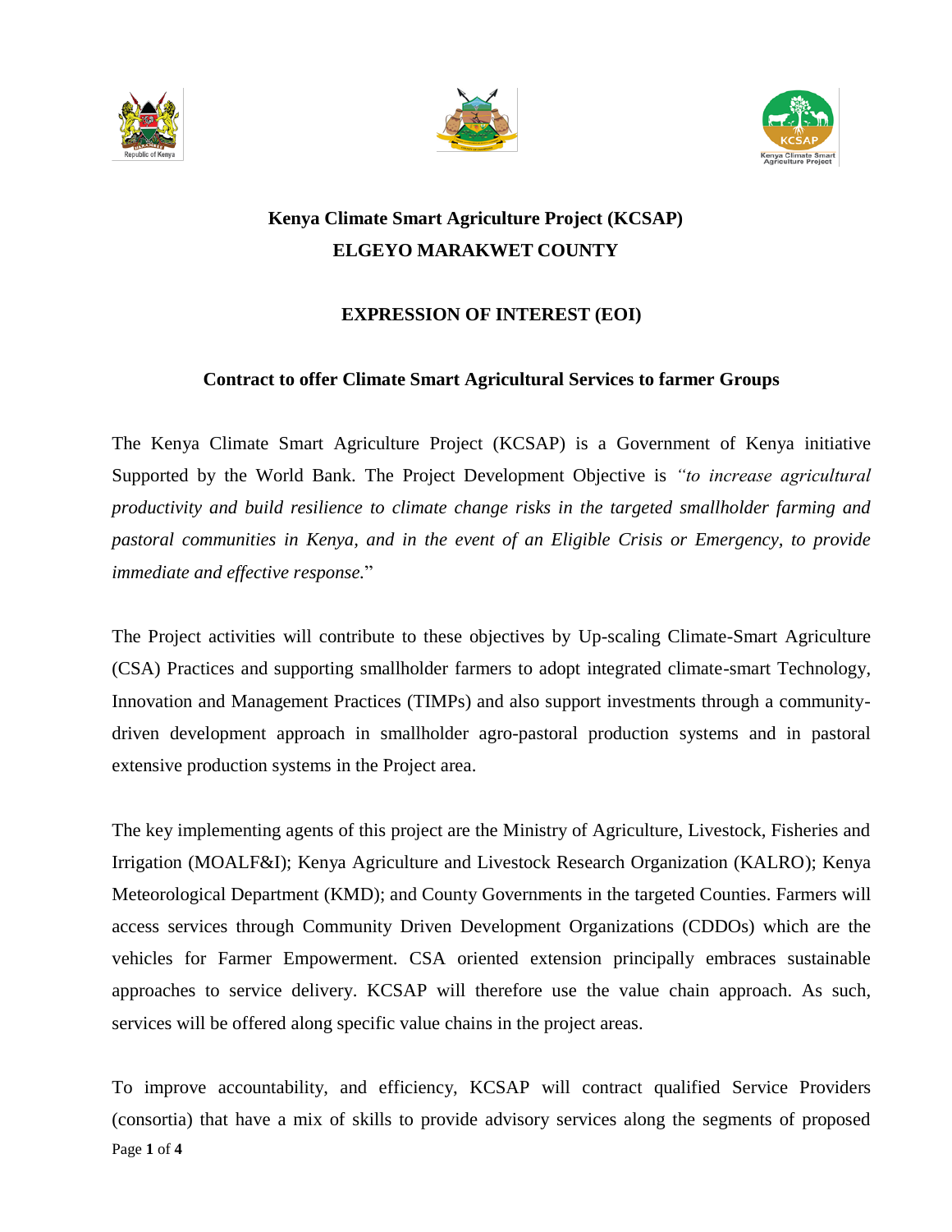# Kenya Climate Smart Agriculture Project (KCSAP)
## ELGEYO MARAKWET COUNTY

### EXPRESSION OF INTEREST (EOI)

### Contract to offer Climate Smart Agricultural Services to farmer Groups

The Kenya Climate Smart Agriculture Project (KCSAP) is a Government of Kenya initiative Supported by the World Bank. The Project Development Objective is *"to increase agricultural productivity and build resilience to climate change risks in the targeted smallholder farming and pastoral communities in Kenya, and in the event of an Eligible Crisis or Emergency, to provide immediate and effective response.*"

The Project activities will contribute to these objectives by Up-scaling Climate-Smart Agriculture (CSA) Practices and supporting smallholder farmers to adopt integrated climate-smart Technology, Innovation and Management Practices (TIMPs) and also support investments through a community-driven development approach in smallholder agro-pastoral production systems and in pastoral extensive production systems in the Project area.

The key implementing agents of this project are the Ministry of Agriculture, Livestock, Fisheries and Irrigation (MOALF&I); Kenya Agriculture and Livestock Research Organization (KALRO); Kenya Meteorological Department (KMD); and County Governments in the targeted Counties. Farmers will access services through Community Driven Development Organizations (CDDOs) which are the vehicles for Farmer Empowerment. CSA oriented extension principally embraces sustainable approaches to service delivery. KCSAP will therefore use the value chain approach. As such, services will be offered along specific value chains in the project areas.

To improve accountability, and efficiency, KCSAP will contract qualified Service Providers (consortia) that have a mix of skills to provide advisory services along the segments of proposed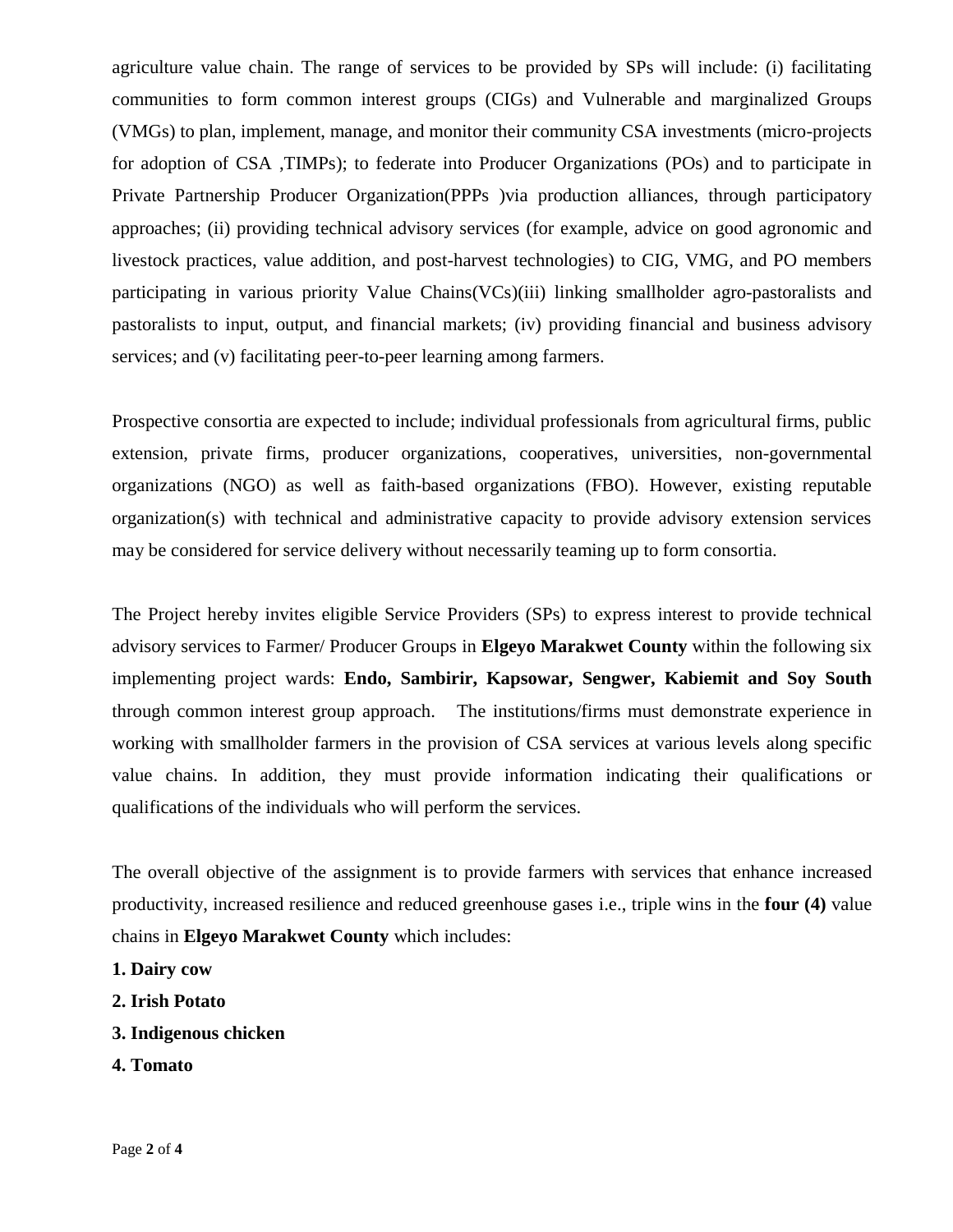agriculture value chain. The range of services to be provided by SPs will include: (i) facilitating communities to form common interest groups (CIGs) and Vulnerable and marginalized Groups (VMGs) to plan, implement, manage, and monitor their community CSA investments (micro-projects for adoption of CSA ,TIMPs); to federate into Producer Organizations (POs) and to participate in Private Partnership Producer Organization(PPPs )via production alliances, through participatory approaches; (ii) providing technical advisory services (for example, advice on good agronomic and livestock practices, value addition, and post-harvest technologies) to CIG, VMG, and PO members participating in various priority Value Chains(VCs)(iii) linking smallholder agro-pastoralists and pastoralists to input, output, and financial markets; (iv) providing financial and business advisory services; and (v) facilitating peer-to-peer learning among farmers.

Prospective consortia are expected to include; individual professionals from agricultural firms, public extension, private firms, producer organizations, cooperatives, universities, non-governmental organizations (NGO) as well as faith-based organizations (FBO). However, existing reputable organization(s) with technical and administrative capacity to provide advisory extension services may be considered for service delivery without necessarily teaming up to form consortia.

The Project hereby invites eligible Service Providers (SPs) to express interest to provide technical advisory services to Farmer/ Producer Groups in **Elgeyo Marakwet County** within the following six implementing project wards: **Endo, Sambirir, Kapsowar, Sengwer, Kabiemit and Soy South** through common interest group approach. The institutions/firms must demonstrate experience in working with smallholder farmers in the provision of CSA services at various levels along specific value chains. In addition, they must provide information indicating their qualifications or qualifications of the individuals who will perform the services.

The overall objective of the assignment is to provide farmers with services that enhance increased productivity, increased resilience and reduced greenhouse gases i.e., triple wins in the **four (4)** value chains in **Elgeyo Marakwet County** which includes:

**1. Dairy cow**

**2. Irish Potato**

**3. Indigenous chicken**

**4. Tomato**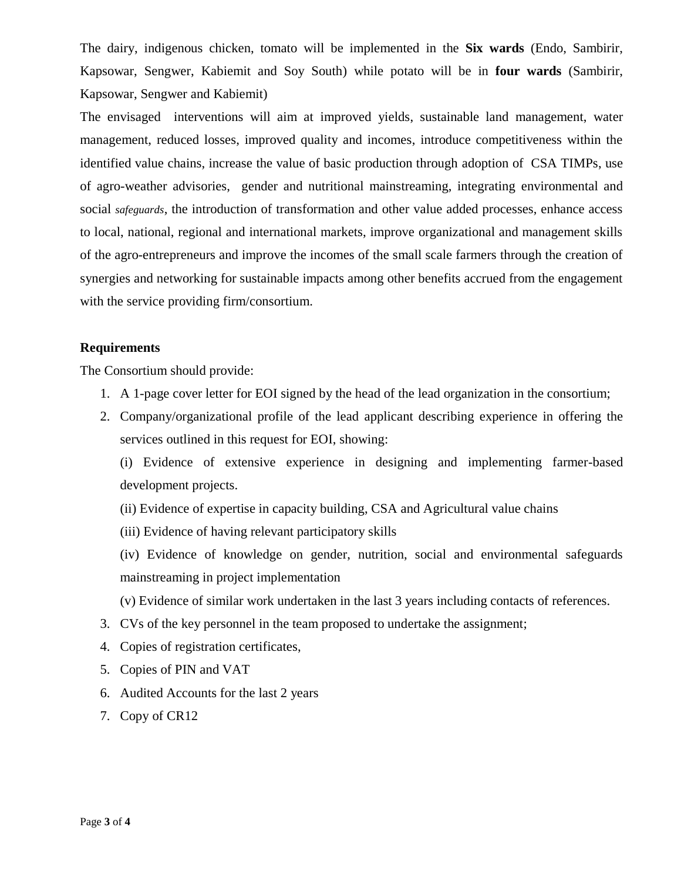The dairy, indigenous chicken, tomato will be implemented in the **Six wards** (Endo, Sambirir, Kapsowar, Sengwer, Kabiemit and Soy South) while potato will be in **four wards** (Sambirir, Kapsowar, Sengwer and Kabiemit)

The envisaged interventions will aim at improved yields, sustainable land management, water management, reduced losses, improved quality and incomes, introduce competitiveness within the identified value chains, increase the value of basic production through adoption of CSA TIMPs, use of agro-weather advisories, gender and nutritional mainstreaming, integrating environmental and social *safeguards*, the introduction of transformation and other value added processes, enhance access to local, national, regional and international markets, improve organizational and management skills of the agro-entrepreneurs and improve the incomes of the small scale farmers through the creation of synergies and networking for sustainable impacts among other benefits accrued from the engagement with the service providing firm/consortium.

**Requirements**

The Consortium should provide:

1. A 1-page cover letter for EOI signed by the head of the lead organization in the consortium;
2. Company/organizational profile of the lead applicant describing experience in offering the services outlined in this request for EOI, showing:

   (i) Evidence of extensive experience in designing and implementing farmer-based development projects.

   (ii) Evidence of expertise in capacity building, CSA and Agricultural value chains

   (iii) Evidence of having relevant participatory skills

   (iv) Evidence of knowledge on gender, nutrition, social and environmental safeguards mainstreaming in project implementation

   (v) Evidence of similar work undertaken in the last 3 years including contacts of references.
3. CVs of the key personnel in the team proposed to undertake the assignment;
4. Copies of registration certificates,
5. Copies of PIN and VAT
6. Audited Accounts for the last 2 years
7. Copy of CR12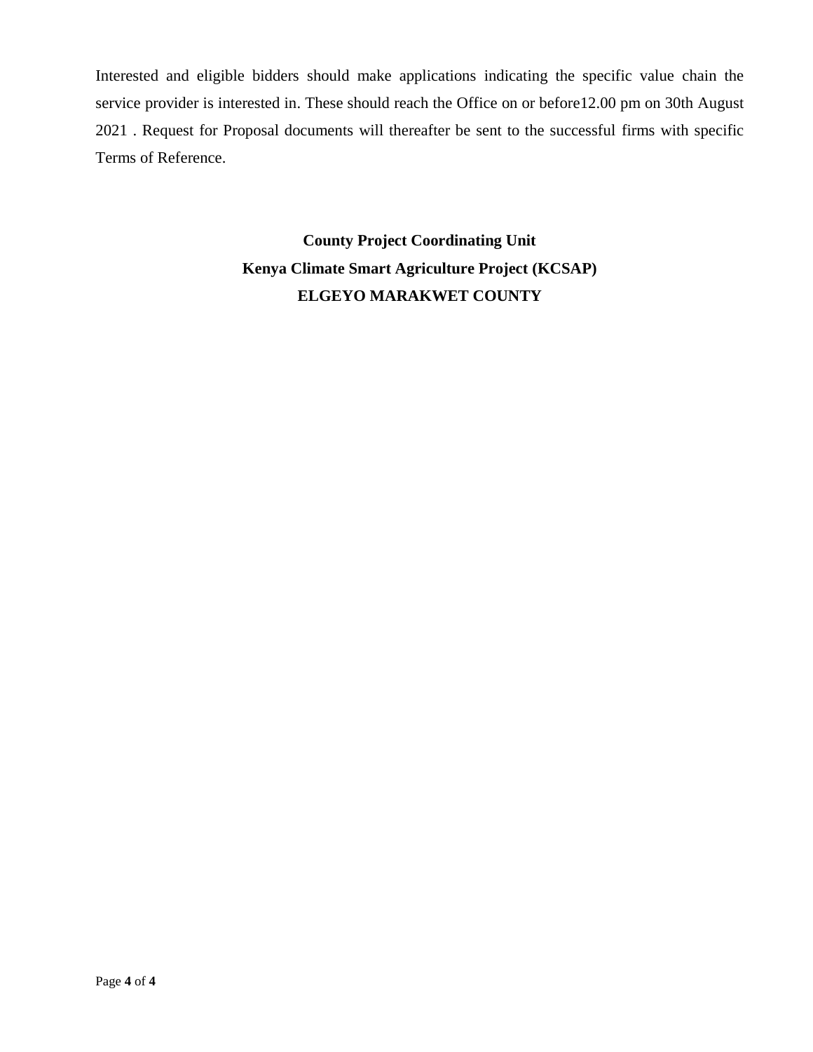Interested and eligible bidders should make applications indicating the specific value chain the service provider is interested in. These should reach the Office on or before12.00 pm on 30th August 2021 . Request for Proposal documents will thereafter be sent to the successful firms with specific Terms of Reference.

**County Project Coordinating Unit**
**Kenya Climate Smart Agriculture Project (KCSAP)**
**ELGEYO MARAKWET COUNTY**